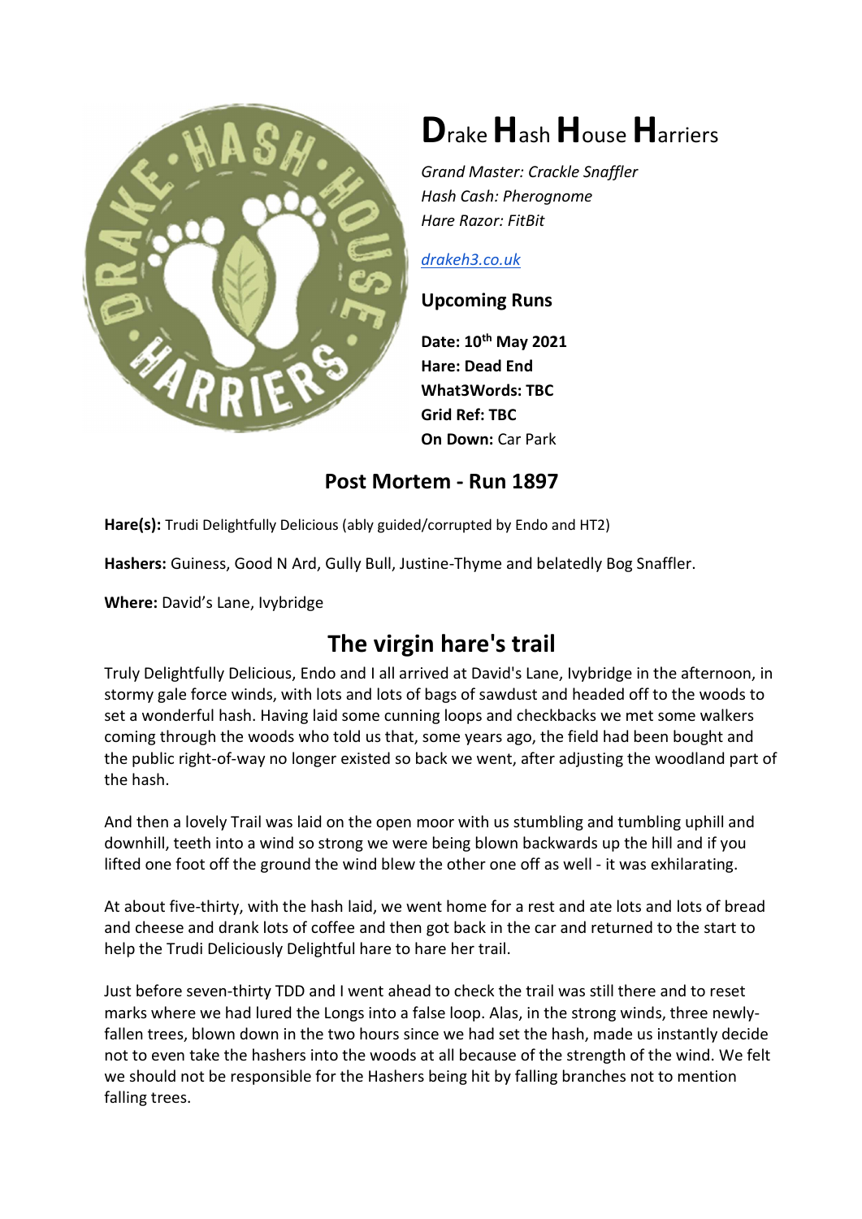# **D**rake **H**ash **H**ouse **H**arriers

*Grand Master: Crackle Snaffler*
*Hash Cash: Pherognome*
*Hare Razor: FitBit*

[drakeh3.co.uk](drakeh3.co.uk)

### Upcoming Runs

**Date: 10th May 2021**
**Hare: Dead End**
**What3Words: TBC**
**Grid Ref: TBC**
**On Down:** Car Park

## Post Mortem - Run 1897

**Hare(s):** Trudi Delightfully Delicious (ably guided/corrupted by Endo and HT2)

**Hashers:** Guiness, Good N Ard, Gully Bull, Justine-Thyme and belatedly Bog Snaffler.

**Where:** David's Lane, Ivybridge

# The virgin hare's trail

Truly Delightfully Delicious, Endo and I all arrived at David's Lane, Ivybridge in the afternoon, in stormy gale force winds, with lots and lots of bags of sawdust and headed off to the woods to set a wonderful hash. Having laid some cunning loops and checkbacks we met some walkers coming through the woods who told us that, some years ago, the field had been bought and the public right-of-way no longer existed so back we went, after adjusting the woodland part of the hash.

And then a lovely Trail was laid on the open moor with us stumbling and tumbling uphill and downhill, teeth into a wind so strong we were being blown backwards up the hill and if you lifted one foot off the ground the wind blew the other one off as well - it was exhilarating.

At about five-thirty, with the hash laid, we went home for a rest and ate lots and lots of bread and cheese and drank lots of coffee and then got back in the car and returned to the start to help the Trudi Deliciously Delightful hare to hare her trail.

Just before seven-thirty TDD and I went ahead to check the trail was still there and to reset marks where we had lured the Longs into a false loop. Alas, in the strong winds, three newly-fallen trees, blown down in the two hours since we had set the hash, made us instantly decide not to even take the hashers into the woods at all because of the strength of the wind. We felt we should not be responsible for the Hashers being hit by falling branches not to mention falling trees.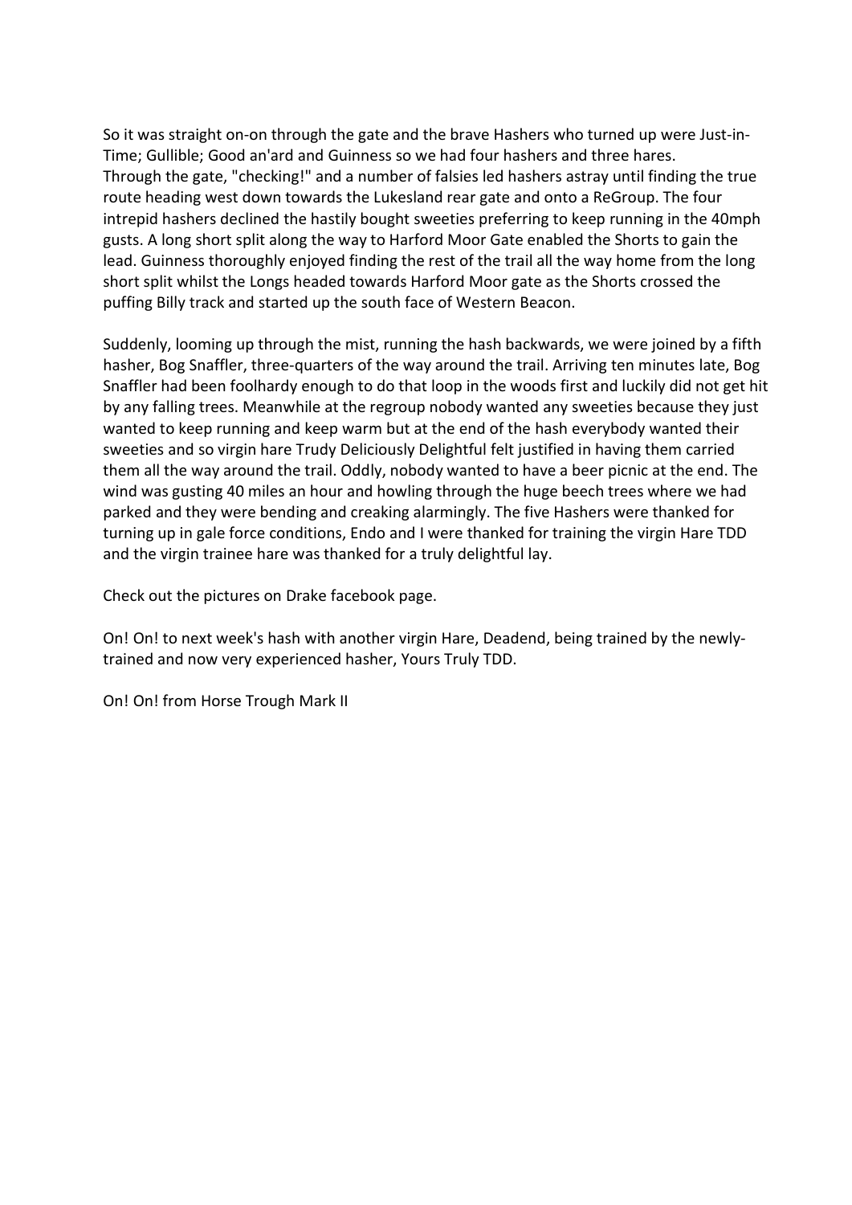So it was straight on-on through the gate and the brave Hashers who turned up were Just-in-Time; Gullible; Good an'ard and Guinness so we had four hashers and three hares.
Through the gate, "checking!" and a number of falsies led hashers astray until finding the true route heading west down towards the Lukesland rear gate and onto a ReGroup. The four intrepid hashers declined the hastily bought sweeties preferring to keep running in the 40mph gusts. A long short split along the way to Harford Moor Gate enabled the Shorts to gain the lead. Guinness thoroughly enjoyed finding the rest of the trail all the way home from the long short split whilst the Longs headed towards Harford Moor gate as the Shorts crossed the puffing Billy track and started up the south face of Western Beacon.

Suddenly, looming up through the mist, running the hash backwards, we were joined by a fifth hasher, Bog Snaffler, three-quarters of the way around the trail. Arriving ten minutes late, Bog Snaffler had been foolhardy enough to do that loop in the woods first and luckily did not get hit by any falling trees. Meanwhile at the regroup nobody wanted any sweeties because they just wanted to keep running and keep warm but at the end of the hash everybody wanted their sweeties and so virgin hare Trudy Deliciously Delightful felt justified in having them carried them all the way around the trail. Oddly, nobody wanted to have a beer picnic at the end. The wind was gusting 40 miles an hour and howling through the huge beech trees where we had parked and they were bending and creaking alarmingly. The five Hashers were thanked for turning up in gale force conditions, Endo and I were thanked for training the virgin Hare TDD and the virgin trainee hare was thanked for a truly delightful lay.

Check out the pictures on Drake facebook page.

On! On! to next week's hash with another virgin Hare, Deadend, being trained by the newly-trained and now very experienced hasher, Yours Truly TDD.

On! On! from Horse Trough Mark II